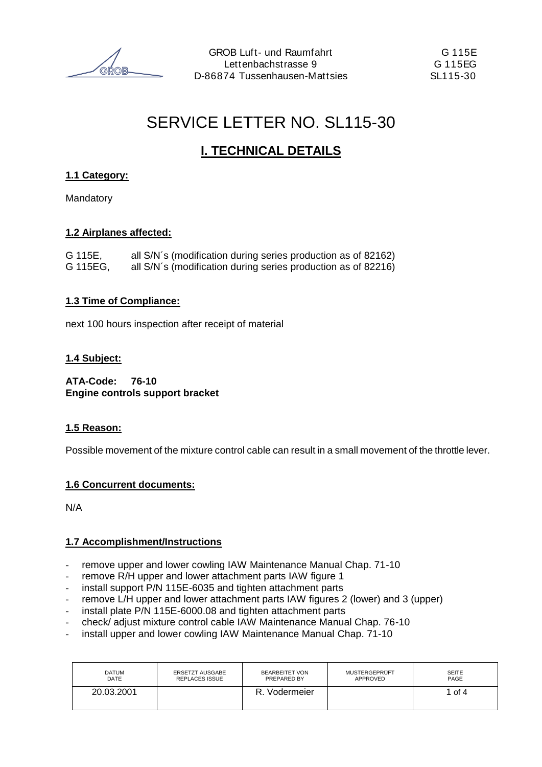GROB Luft- und Raumfahrt
Lettenbachstrasse 9
D-86874 Tussenhausen-Mattsies

G 115E
G 115EG
SL115-30

# SERVICE LETTER NO. SL115-30

## I. TECHNICAL DETAILS

### 1.1 Category:

Mandatory

### 1.2 Airplanes affected:

G 115E, all S/N´s (modification during series production as of 82162)
G 115EG, all S/N´s (modification during series production as of 82216)

### 1.3 Time of Compliance:

next 100 hours inspection after receipt of material

### 1.4 Subject:

**ATA-Code: 76-10**
**Engine controls support bracket**

### 1.5 Reason:

Possible movement of the mixture control cable can result in a small movement of the throttle lever.

### 1.6 Concurrent documents:

N/A

### 1.7 Accomplishment/Instructions

- remove upper and lower cowling IAW Maintenance Manual Chap. 71-10
- remove R/H upper and lower attachment parts IAW figure 1
- install support P/N 115E-6035 and tighten attachment parts
- remove L/H upper and lower attachment parts IAW figures 2 (lower) and 3 (upper)
- install plate P/N 115E-6000.08 and tighten attachment parts
- check/ adjust mixture control cable IAW Maintenance Manual Chap. 76-10
- install upper and lower cowling IAW Maintenance Manual Chap. 71-10

| DATUM DATE | ERSETZT AUSGABE REPLACES ISSUE | BEARBEITET VON PREPARED BY | MUSTERGEPRÜFT APPROVED | SEITE PAGE |
|---|---|---|---|---|
| 20.03.2001 | | R. Vodermeier | | 1 of 4 |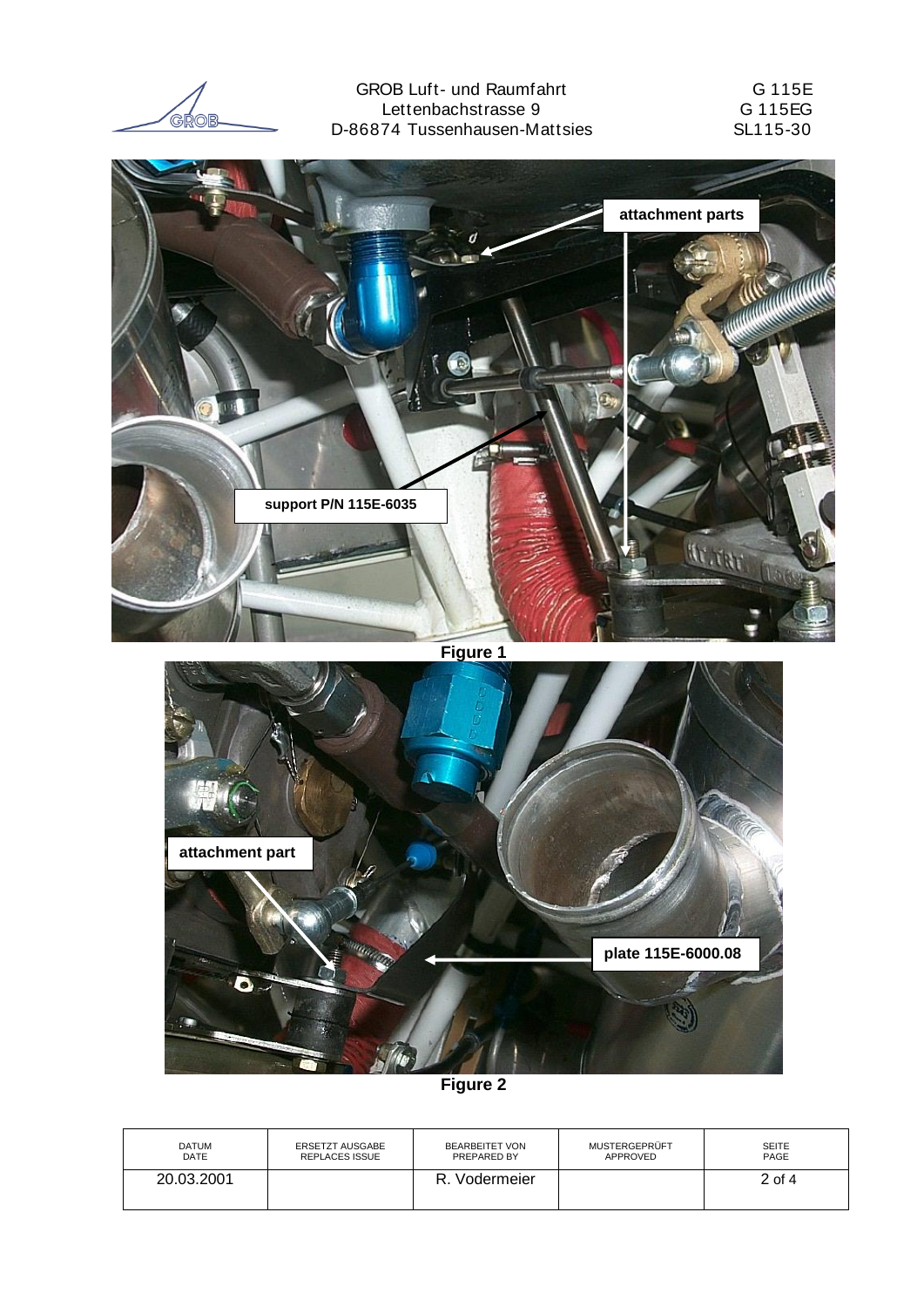attachment parts

support P/N 115E-6035

**Figure 1**

attachment part

plate 115E-6000.08

**Figure 2**

| DATUM DATE | ERSETZT AUSGABE REPLACES ISSUE | BEARBEITET VON PREPARED BY | MUSTERGEPRÜFT APPROVED | SEITE PAGE |
| --- | --- | --- | --- | --- |
| 20.03.2001 | | R. Vodermeier | | 2 of 4 |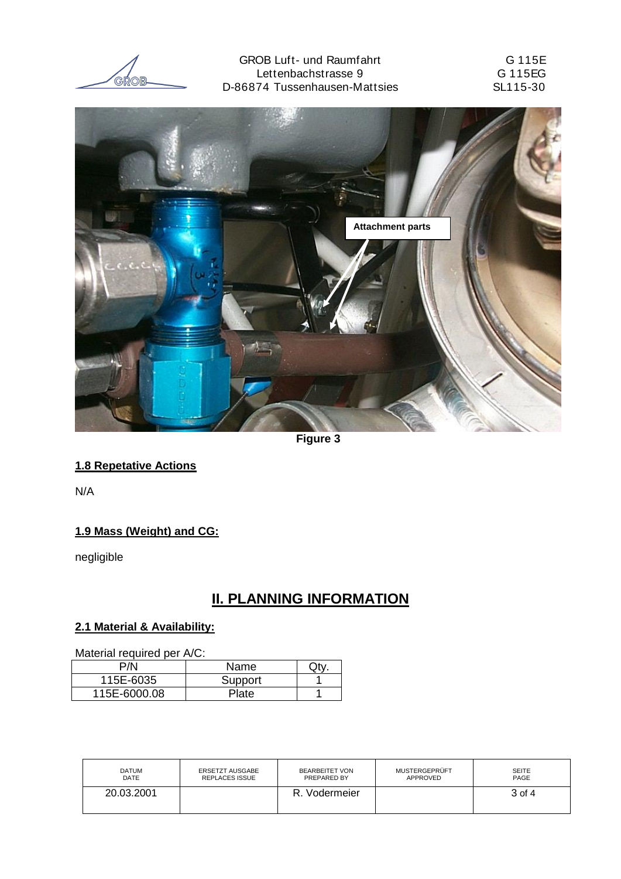Attachment parts

**Figure 3**

### 1.8 Repetative Actions

N/A

### 1.9 Mass (Weight) and CG:

negligible

## II. PLANNING INFORMATION

### 2.1 Material & Availability:

Material required per A/C:

| P/N | Name | Qty. |
|---|---|---|
| 115E-6035 | Support | 1 |
| 115E-6000.08 | Plate | 1 |

| DATUM DATE | ERSETZT AUSGABE REPLACES ISSUE | BEARBEITET VON PREPARED BY | MUSTERGEPRÜFT APPROVED | SEITE PAGE |
|---|---|---|---|---|
| 20.03.2001 | | R. Vodermeier | | 3 of 4 |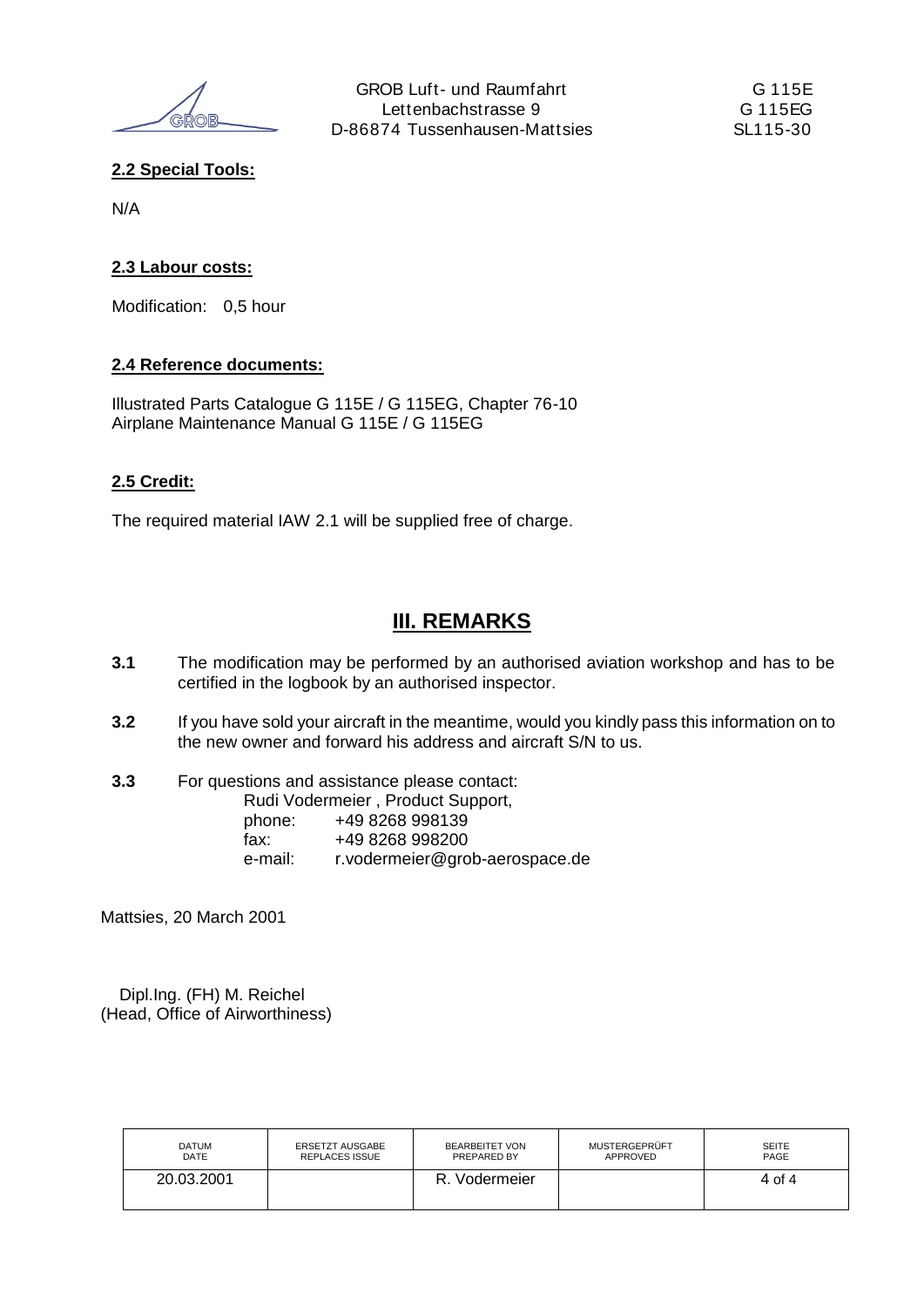## 2.2 Special Tools:

N/A

## 2.3 Labour costs:

Modification: 0,5 hour

## 2.4 Reference documents:

Illustrated Parts Catalogue G 115E / G 115EG, Chapter 76-10
Airplane Maintenance Manual G 115E / G 115EG

## 2.5 Credit:

The required material IAW 2.1 will be supplied free of charge.

# III. REMARKS

**3.1** The modification may be performed by an authorised aviation workshop and has to be certified in the logbook by an authorised inspector.

**3.2** If you have sold your aircraft in the meantime, would you kindly pass this information on to the new owner and forward his address and aircraft S/N to us.

**3.3** For questions and assistance please contact:
Rudi Vodermeier , Product Support,
phone: +49 8268 998139
fax: +49 8268 998200
e-mail: r.vodermeier@grob-aerospace.de

Mattsies, 20 March 2001

Dipl.Ing. (FH) M. Reichel
(Head, Office of Airworthiness)

| DATUM DATE | ERSETZT AUSGABE REPLACES ISSUE | BEARBEITET VON PREPARED BY | MUSTERGEPRÜFT APPROVED | SEITE PAGE |
| --- | --- | --- | --- | --- |
| 20.03.2001 | | R. Vodermeier | | 4 of 4 |